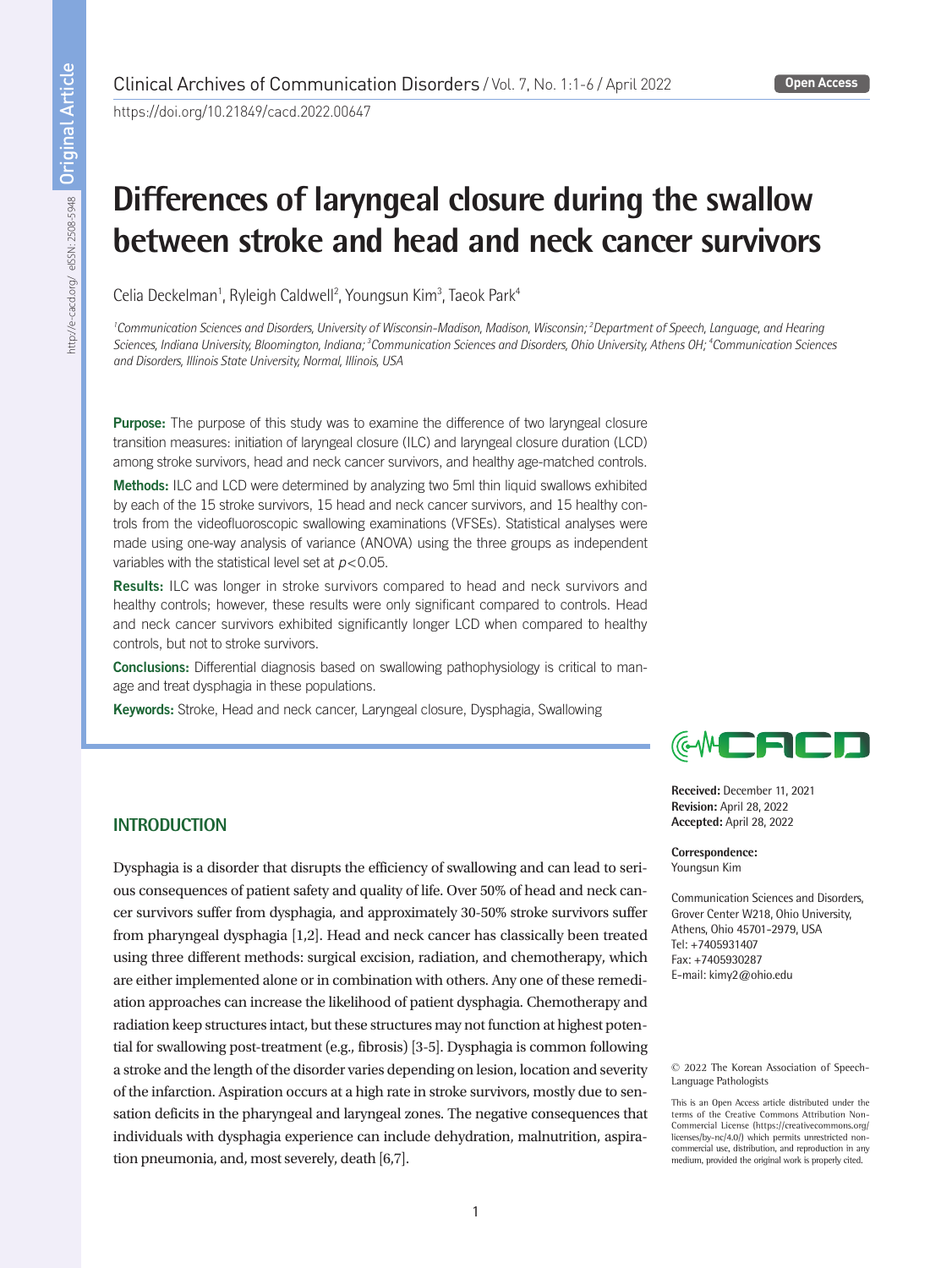Original Article

https://doi.org/10.21849/cacd.2022.00647

# Differences of laryngeal closure during the swallow between stroke and head and neck cancer survivors

Celia Deckelman[1], Ryleigh Caldwell[2], Youngsun Kim[3], Taeok Park[4]

*[1]Communication Sciences and Disorders, University of Wisconsin-Madison, Madison, Wisconsin; [2]Department of Speech, Language, and Hearing Sciences, Indiana University, Bloomington, Indiana; [3]Communication Sciences and Disorders, Ohio University, Athens OH; [4]Communication Sciences and Disorders, Illinois State University, Normal, Illinois, USA*

**Purpose:** The purpose of this study was to examine the difference of two laryngeal closure transition measures: initiation of laryngeal closure (ILC) and laryngeal closure duration (LCD) among stroke survivors, head and neck cancer survivors, and healthy age-matched controls.

**Methods:** ILC and LCD were determined by analyzing two 5ml thin liquid swallows exhibited by each of the 15 stroke survivors, 15 head and neck cancer survivors, and 15 healthy controls from the videofluoroscopic swallowing examinations (VFSEs). Statistical analyses were made using one-way analysis of variance (ANOVA) using the three groups as independent variables with the statistical level set at $p<0.05$.

**Results:** ILC was longer in stroke survivors compared to head and neck survivors and healthy controls; however, these results were only significant compared to controls. Head and neck cancer survivors exhibited significantly longer LCD when compared to healthy controls, but not to stroke survivors.

**Conclusions:** Differential diagnosis based on swallowing pathophysiology is critical to manage and treat dysphagia in these populations.

**Keywords:** Stroke, Head and neck cancer, Laryngeal closure, Dysphagia, Swallowing

**Received:** December 11, 2021
**Revision:** April 28, 2022
**Accepted:** April 28, 2022

**Correspondence:**
Youngsun Kim

Communication Sciences and Disorders, Grover Center W218, Ohio University, Athens, Ohio 45701-2979, USA
Tel: +7405931407
Fax: +7405930287
E-mail: kimy2@ohio.edu

© 2022 The Korean Association of Speech-Language Pathologists

This is an Open Access article distributed under the terms of the Creative Commons Attribution Non-Commercial License (https://creativecommons.org/licenses/by-nc/4.0/) which permits unrestricted non-commercial use, distribution, and reproduction in any medium, provided the original work is properly cited.

## INTRODUCTION

Dysphagia is a disorder that disrupts the efficiency of swallowing and can lead to serious consequences of patient safety and quality of life. Over 50% of head and neck cancer survivors suffer from dysphagia, and approximately 30-50% stroke survivors suffer from pharyngeal dysphagia [1,2]. Head and neck cancer has classically been treated using three different methods: surgical excision, radiation, and chemotherapy, which are either implemented alone or in combination with others. Any one of these remediation approaches can increase the likelihood of patient dysphagia. Chemotherapy and radiation keep structures intact, but these structures may not function at highest potential for swallowing post-treatment (e.g., fibrosis) [3-5]. Dysphagia is common following a stroke and the length of the disorder varies depending on lesion, location and severity of the infarction. Aspiration occurs at a high rate in stroke survivors, mostly due to sensation deficits in the pharyngeal and laryngeal zones. The negative consequences that individuals with dysphagia experience can include dehydration, malnutrition, aspiration pneumonia, and, most severely, death [6,7].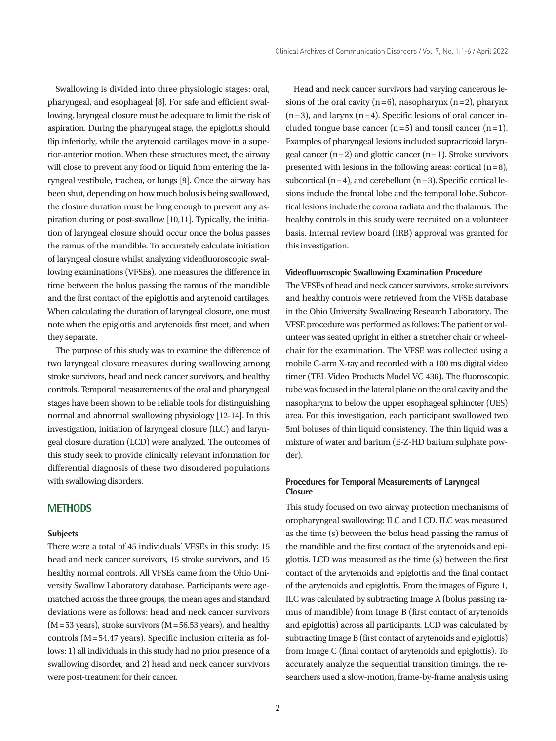Swallowing is divided into three physiologic stages: oral, pharyngeal, and esophageal [8]. For safe and efficient swallowing, laryngeal closure must be adequate to limit the risk of aspiration. During the pharyngeal stage, the epiglottis should flip inferiorly, while the arytenoid cartilages move in a superior-anterior motion. When these structures meet, the airway will close to prevent any food or liquid from entering the laryngeal vestibule, trachea, or lungs [9]. Once the airway has been shut, depending on how much bolus is being swallowed, the closure duration must be long enough to prevent any aspiration during or post-swallow [10,11]. Typically, the initiation of laryngeal closure should occur once the bolus passes the ramus of the mandible. To accurately calculate initiation of laryngeal closure whilst analyzing videofluoroscopic swallowing examinations (VFSEs), one measures the difference in time between the bolus passing the ramus of the mandible and the first contact of the epiglottis and arytenoid cartilages. When calculating the duration of laryngeal closure, one must note when the epiglottis and arytenoids first meet, and when they separate.

The purpose of this study was to examine the difference of two laryngeal closure measures during swallowing among stroke survivors, head and neck cancer survivors, and healthy controls. Temporal measurements of the oral and pharyngeal stages have been shown to be reliable tools for distinguishing normal and abnormal swallowing physiology [12-14]. In this investigation, initiation of laryngeal closure (ILC) and laryngeal closure duration (LCD) were analyzed. The outcomes of this study seek to provide clinically relevant information for differential diagnosis of these two disordered populations with swallowing disorders.

## METHODS

### Subjects

There were a total of 45 individuals' VFSEs in this study: 15 head and neck cancer survivors, 15 stroke survivors, and 15 healthy normal controls. All VFSEs came from the Ohio University Swallow Laboratory database. Participants were age-matched across the three groups, the mean ages and standard deviations were as follows: head and neck cancer survivors (M=53 years), stroke survivors (M=56.53 years), and healthy controls (M=54.47 years). Specific inclusion criteria as follows: 1) all individuals in this study had no prior presence of a swallowing disorder, and 2) head and neck cancer survivors were post-treatment for their cancer.

Head and neck cancer survivors had varying cancerous lesions of the oral cavity (n=6), nasopharynx (n=2), pharynx (n=3), and larynx (n=4). Specific lesions of oral cancer included tongue base cancer (n=5) and tonsil cancer (n=1). Examples of pharyngeal lesions included supracricoid laryngeal cancer (n=2) and glottic cancer (n=1). Stroke survivors presented with lesions in the following areas: cortical (n=8), subcortical (n=4), and cerebellum (n=3). Specific cortical lesions include the frontal lobe and the temporal lobe. Subcortical lesions include the corona radiata and the thalamus. The healthy controls in this study were recruited on a volunteer basis. Internal review board (IRB) approval was granted for this investigation.

### Videofluoroscopic Swallowing Examination Procedure

The VFSEs of head and neck cancer survivors, stroke survivors and healthy controls were retrieved from the VFSE database in the Ohio University Swallowing Research Laboratory. The VFSE procedure was performed as follows: The patient or volunteer was seated upright in either a stretcher chair or wheelchair for the examination. The VFSE was collected using a mobile C-arm X-ray and recorded with a 100 ms digital video timer (TEL Video Products Model VC 436). The fluoroscopic tube was focused in the lateral plane on the oral cavity and the nasopharynx to below the upper esophageal sphincter (UES) area. For this investigation, each participant swallowed two 5ml boluses of thin liquid consistency. The thin liquid was a mixture of water and barium (E-Z-HD barium sulphate powder).

### Procedures for Temporal Measurements of Laryngeal Closure

This study focused on two airway protection mechanisms of oropharyngeal swallowing: ILC and LCD. ILC was measured as the time (s) between the bolus head passing the ramus of the mandible and the first contact of the arytenoids and epiglottis. LCD was measured as the time (s) between the first contact of the arytenoids and epiglottis and the final contact of the arytenoids and epiglottis. From the images of Figure 1, ILC was calculated by subtracting Image A (bolus passing ramus of mandible) from Image B (first contact of arytenoids and epiglottis) across all participants. LCD was calculated by subtracting Image B (first contact of arytenoids and epiglottis) from Image C (final contact of arytenoids and epiglottis). To accurately analyze the sequential transition timings, the researchers used a slow-motion, frame-by-frame analysis using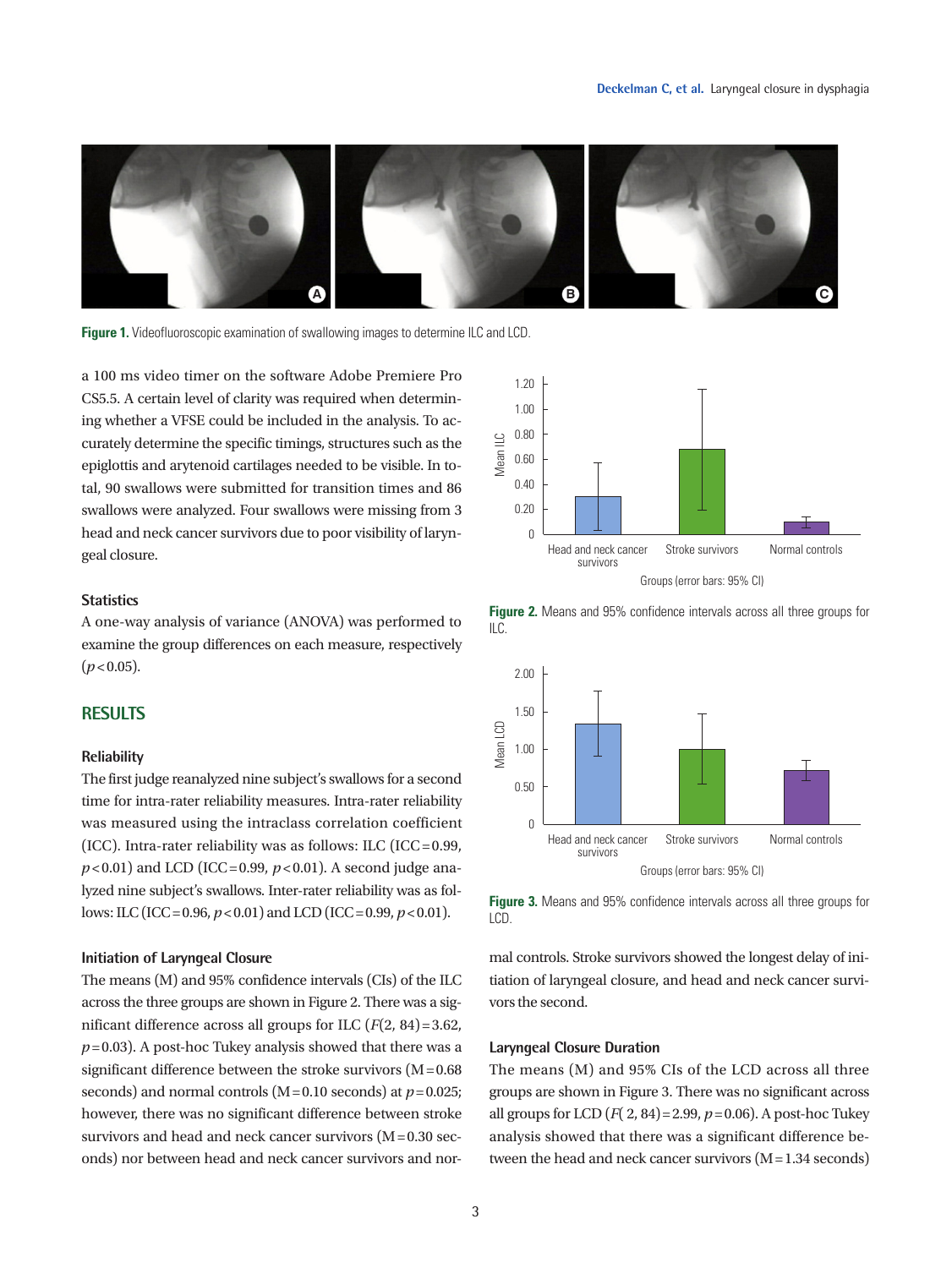Figure 1. Videofluoroscopic examination of swallowing images to determine ILC and LCD.

a 100 ms video timer on the software Adobe Premiere Pro CS5.5. A certain level of clarity was required when determining whether a VFSE could be included in the analysis. To accurately determine the specific timings, structures such as the epiglottis and arytenoid cartilages needed to be visible. In total, 90 swallows were submitted for transition times and 86 swallows were analyzed. Four swallows were missing from 3 head and neck cancer survivors due to poor visibility of laryngeal closure.

### Statistics

A one-way analysis of variance (ANOVA) was performed to examine the group differences on each measure, respectively ($p<0.05$).

## RESULTS

### Reliability

The first judge reanalyzed nine subject's swallows for a second time for intra-rater reliability measures. Intra-rater reliability was measured using the intraclass correlation coefficient (ICC). Intra-rater reliability was as follows: ILC (ICC=0.99, $p<0.01$) and LCD (ICC=0.99, $p<0.01$). A second judge analyzed nine subject's swallows. Inter-rater reliability was as follows: ILC (ICC=0.96, $p<0.01$) and LCD (ICC=0.99, $p<0.01$).

### Initiation of Laryngeal Closure

The means (M) and 95% confidence intervals (CIs) of the ILC across the three groups are shown in Figure 2. There was a significant difference across all groups for ILC ($F(2, 84)=3.62$, $p=0.03$). A post-hoc Tukey analysis showed that there was a significant difference between the stroke survivors (M=0.68 seconds) and normal controls (M=0.10 seconds) at $p=0.025$; however, there was no significant difference between stroke survivors and head and neck cancer survivors (M=0.30 seconds) nor between head and neck cancer survivors and normal controls. Stroke survivors showed the longest delay of initiation of laryngeal closure, and head and neck cancer survivors the second.

Figure 2. Means and 95% confidence intervals across all three groups for ILC.

Figure 3. Means and 95% confidence intervals across all three groups for LCD.

### Laryngeal Closure Duration

The means (M) and 95% CIs of the LCD across all three groups are shown in Figure 3. There was no significant across all groups for LCD ($F(2, 84)=2.99$, $p=0.06$). A post-hoc Tukey analysis showed that there was a significant difference between the head and neck cancer survivors (M=1.34 seconds)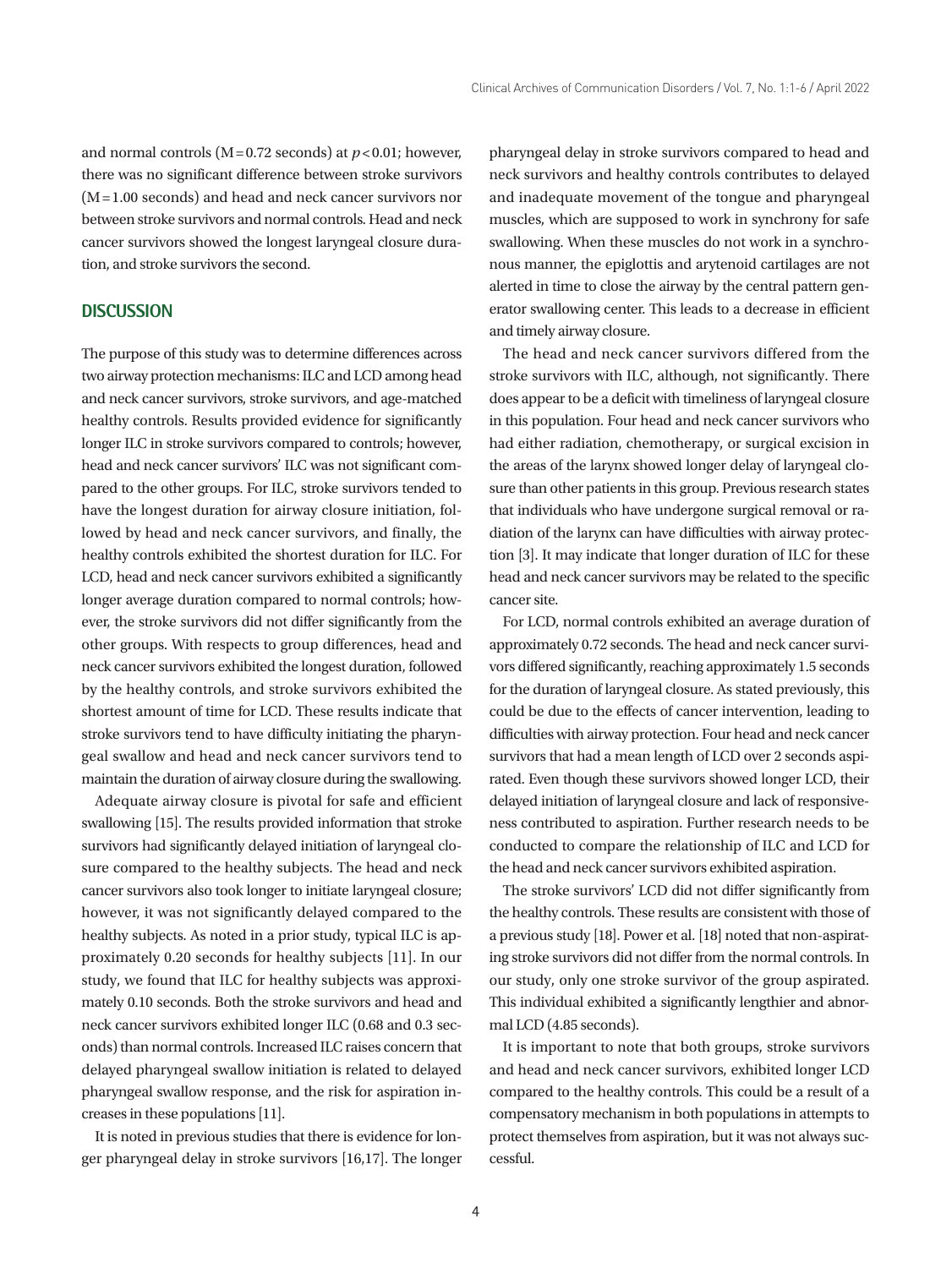and normal controls (M = 0.72 seconds) at $p < 0.01$; however, there was no significant difference between stroke survivors (M = 1.00 seconds) and head and neck cancer survivors nor between stroke survivors and normal controls. Head and neck cancer survivors showed the longest laryngeal closure duration, and stroke survivors the second.

## DISCUSSION

The purpose of this study was to determine differences across two airway protection mechanisms: ILC and LCD among head and neck cancer survivors, stroke survivors, and age-matched healthy controls. Results provided evidence for significantly longer ILC in stroke survivors compared to controls; however, head and neck cancer survivors' ILC was not significant compared to the other groups. For ILC, stroke survivors tended to have the longest duration for airway closure initiation, followed by head and neck cancer survivors, and finally, the healthy controls exhibited the shortest duration for ILC. For LCD, head and neck cancer survivors exhibited a significantly longer average duration compared to normal controls; however, the stroke survivors did not differ significantly from the other groups. With respects to group differences, head and neck cancer survivors exhibited the longest duration, followed by the healthy controls, and stroke survivors exhibited the shortest amount of time for LCD. These results indicate that stroke survivors tend to have difficulty initiating the pharyngeal swallow and head and neck cancer survivors tend to maintain the duration of airway closure during the swallowing.

Adequate airway closure is pivotal for safe and efficient swallowing [15]. The results provided information that stroke survivors had significantly delayed initiation of laryngeal closure compared to the healthy subjects. The head and neck cancer survivors also took longer to initiate laryngeal closure; however, it was not significantly delayed compared to the healthy subjects. As noted in a prior study, typical ILC is approximately 0.20 seconds for healthy subjects [11]. In our study, we found that ILC for healthy subjects was approximately 0.10 seconds. Both the stroke survivors and head and neck cancer survivors exhibited longer ILC (0.68 and 0.3 seconds) than normal controls. Increased ILC raises concern that delayed pharyngeal swallow initiation is related to delayed pharyngeal swallow response, and the risk for aspiration increases in these populations [11].

It is noted in previous studies that there is evidence for longer pharyngeal delay in stroke survivors [16,17]. The longer pharyngeal delay in stroke survivors compared to head and neck survivors and healthy controls contributes to delayed and inadequate movement of the tongue and pharyngeal muscles, which are supposed to work in synchrony for safe swallowing. When these muscles do not work in a synchronous manner, the epiglottis and arytenoid cartilages are not alerted in time to close the airway by the central pattern generator swallowing center. This leads to a decrease in efficient and timely airway closure.

The head and neck cancer survivors differed from the stroke survivors with ILC, although, not significantly. There does appear to be a deficit with timeliness of laryngeal closure in this population. Four head and neck cancer survivors who had either radiation, chemotherapy, or surgical excision in the areas of the larynx showed longer delay of laryngeal closure than other patients in this group. Previous research states that individuals who have undergone surgical removal or radiation of the larynx can have difficulties with airway protection [3]. It may indicate that longer duration of ILC for these head and neck cancer survivors may be related to the specific cancer site.

For LCD, normal controls exhibited an average duration of approximately 0.72 seconds. The head and neck cancer survivors differed significantly, reaching approximately 1.5 seconds for the duration of laryngeal closure. As stated previously, this could be due to the effects of cancer intervention, leading to difficulties with airway protection. Four head and neck cancer survivors that had a mean length of LCD over 2 seconds aspirated. Even though these survivors showed longer LCD, their delayed initiation of laryngeal closure and lack of responsiveness contributed to aspiration. Further research needs to be conducted to compare the relationship of ILC and LCD for the head and neck cancer survivors exhibited aspiration.

The stroke survivors' LCD did not differ significantly from the healthy controls. These results are consistent with those of a previous study [18]. Power et al. [18] noted that non-aspirating stroke survivors did not differ from the normal controls. In our study, only one stroke survivor of the group aspirated. This individual exhibited a significantly lengthier and abnormal LCD (4.85 seconds).

It is important to note that both groups, stroke survivors and head and neck cancer survivors, exhibited longer LCD compared to the healthy controls. This could be a result of a compensatory mechanism in both populations in attempts to protect themselves from aspiration, but it was not always successful.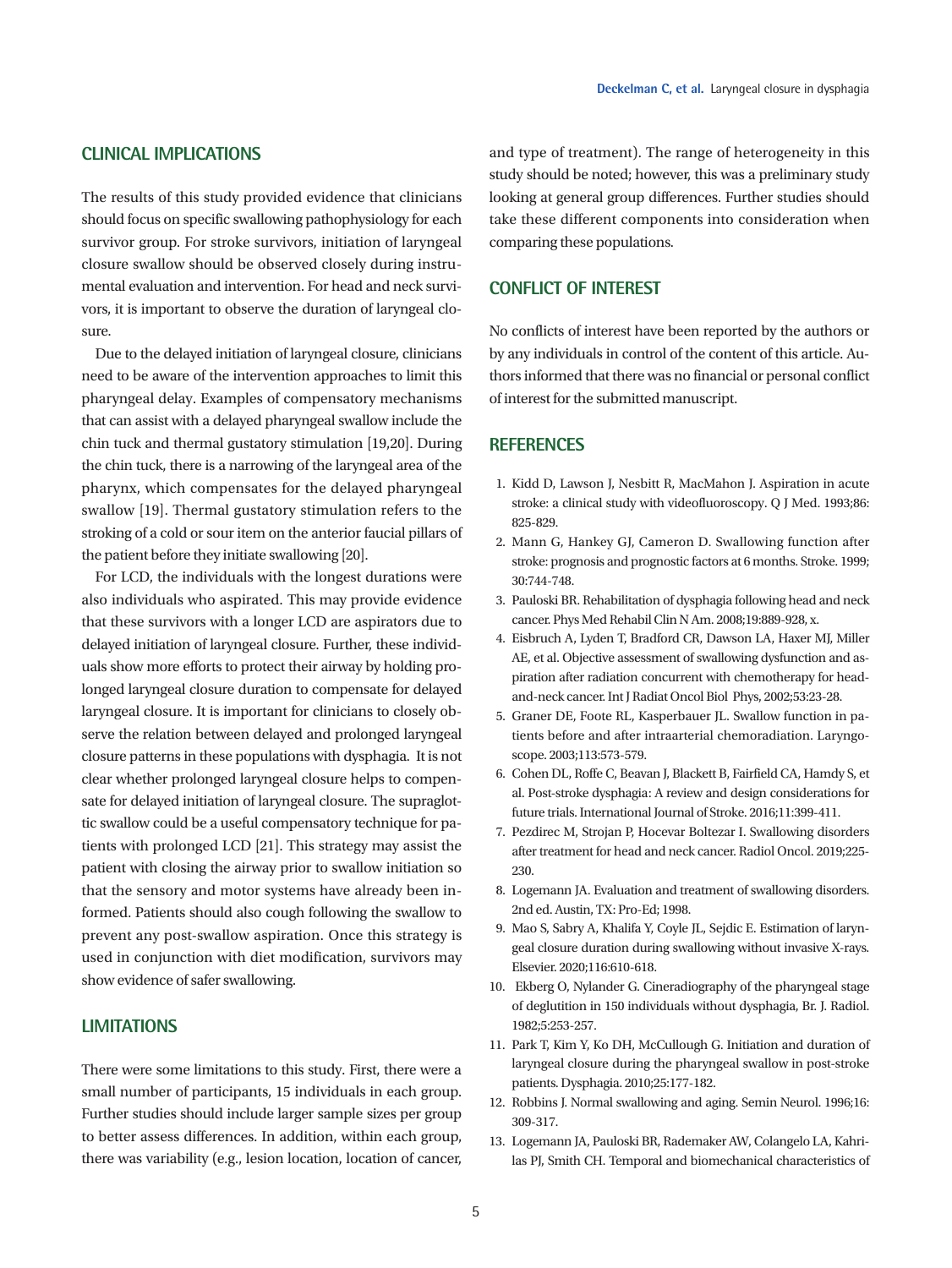## CLINICAL IMPLICATIONS

The results of this study provided evidence that clinicians should focus on specific swallowing pathophysiology for each survivor group. For stroke survivors, initiation of laryngeal closure swallow should be observed closely during instrumental evaluation and intervention. For head and neck survivors, it is important to observe the duration of laryngeal closure.

Due to the delayed initiation of laryngeal closure, clinicians need to be aware of the intervention approaches to limit this pharyngeal delay. Examples of compensatory mechanisms that can assist with a delayed pharyngeal swallow include the chin tuck and thermal gustatory stimulation [19,20]. During the chin tuck, there is a narrowing of the laryngeal area of the pharynx, which compensates for the delayed pharyngeal swallow [19]. Thermal gustatory stimulation refers to the stroking of a cold or sour item on the anterior faucial pillars of the patient before they initiate swallowing [20].

For LCD, the individuals with the longest durations were also individuals who aspirated. This may provide evidence that these survivors with a longer LCD are aspirators due to delayed initiation of laryngeal closure. Further, these individuals show more efforts to protect their airway by holding prolonged laryngeal closure duration to compensate for delayed laryngeal closure. It is important for clinicians to closely observe the relation between delayed and prolonged laryngeal closure patterns in these populations with dysphagia. It is not clear whether prolonged laryngeal closure helps to compensate for delayed initiation of laryngeal closure. The supraglottic swallow could be a useful compensatory technique for patients with prolonged LCD [21]. This strategy may assist the patient with closing the airway prior to swallow initiation so that the sensory and motor systems have already been informed. Patients should also cough following the swallow to prevent any post-swallow aspiration. Once this strategy is used in conjunction with diet modification, survivors may show evidence of safer swallowing.

## LIMITATIONS

There were some limitations to this study. First, there were a small number of participants, 15 individuals in each group. Further studies should include larger sample sizes per group to better assess differences. In addition, within each group, there was variability (e.g., lesion location, location of cancer, and type of treatment). The range of heterogeneity in this study should be noted; however, this was a preliminary study looking at general group differences. Further studies should take these different components into consideration when comparing these populations.

## CONFLICT OF INTEREST

No conflicts of interest have been reported by the authors or by any individuals in control of the content of this article. Authors informed that there was no financial or personal conflict of interest for the submitted manuscript.

## REFERENCES

1. Kidd D, Lawson J, Nesbitt R, MacMahon J. Aspiration in acute stroke: a clinical study with videofluoroscopy. Q J Med. 1993;86:825-829.
2. Mann G, Hankey GJ, Cameron D. Swallowing function after stroke: prognosis and prognostic factors at 6 months. Stroke. 1999;30:744-748.
3. Pauloski BR. Rehabilitation of dysphagia following head and neck cancer. Phys Med Rehabil Clin N Am. 2008;19:889-928, x.
4. Eisbruch A, Lyden T, Bradford CR, Dawson LA, Haxer MJ, Miller AE, et al. Objective assessment of swallowing dysfunction and aspiration after radiation concurrent with chemotherapy for head-and-neck cancer. Int J Radiat Oncol Biol Phys, 2002;53:23-28.
5. Graner DE, Foote RL, Kasperbauer JL. Swallow function in patients before and after intraarterial chemoradiation. Laryngoscope. 2003;113:573-579.
6. Cohen DL, Roffe C, Beavan J, Blackett B, Fairfield CA, Hamdy S, et al. Post-stroke dysphagia: A review and design considerations for future trials. International Journal of Stroke. 2016;11:399-411.
7. Pezdirec M, Strojan P, Hocevar Boltezar I. Swallowing disorders after treatment for head and neck cancer. Radiol Oncol. 2019;225-230.
8. Logemann JA. Evaluation and treatment of swallowing disorders. 2nd ed. Austin, TX: Pro-Ed; 1998.
9. Mao S, Sabry A, Khalifa Y, Coyle JL, Sejdic E. Estimation of laryngeal closure duration during swallowing without invasive X-rays. Elsevier. 2020;116:610-618.
10. Ekberg O, Nylander G. Cineradiography of the pharyngeal stage of deglutition in 150 individuals without dysphagia, Br. J. Radiol. 1982;5:253-257.
11. Park T, Kim Y, Ko DH, McCullough G. Initiation and duration of laryngeal closure during the pharyngeal swallow in post-stroke patients. Dysphagia. 2010;25:177-182.
12. Robbins J. Normal swallowing and aging. Semin Neurol. 1996;16:309-317.
13. Logemann JA, Pauloski BR, Rademaker AW, Colangelo LA, Kahrilas PJ, Smith CH. Temporal and biomechanical characteristics of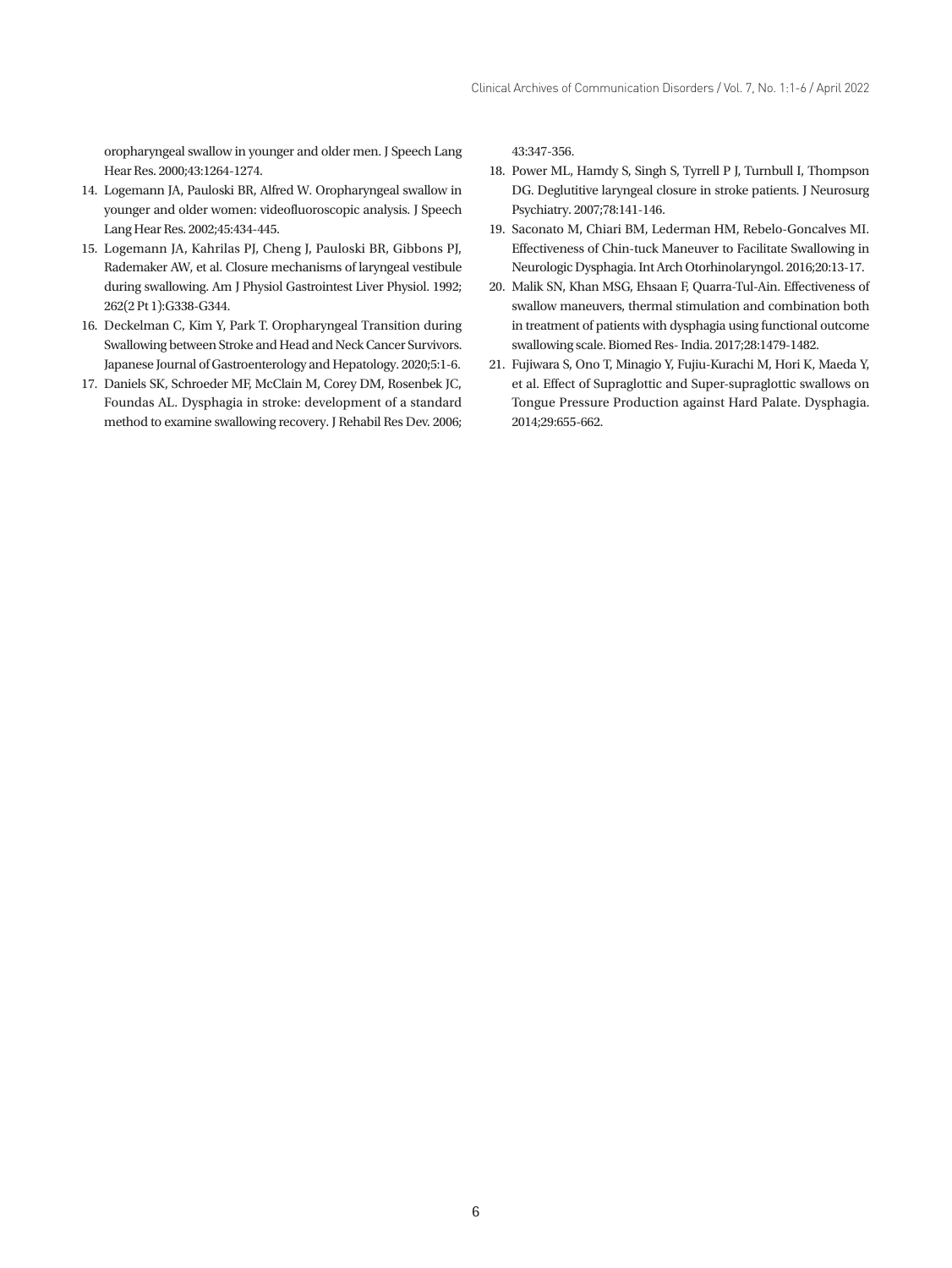oropharyngeal swallow in younger and older men. J Speech Lang Hear Res. 2000;43:1264-1274.

14. Logemann JA, Pauloski BR, Alfred W. Oropharyngeal swallow in younger and older women: videofluoroscopic analysis. J Speech Lang Hear Res. 2002;45:434-445.
15. Logemann JA, Kahrilas PJ, Cheng J, Pauloski BR, Gibbons PJ, Rademaker AW, et al. Closure mechanisms of laryngeal vestibule during swallowing. Am J Physiol Gastrointest Liver Physiol. 1992; 262(2 Pt 1):G338-G344.
16. Deckelman C, Kim Y, Park T. Oropharyngeal Transition during Swallowing between Stroke and Head and Neck Cancer Survivors. Japanese Journal of Gastroenterology and Hepatology. 2020;5:1-6.
17. Daniels SK, Schroeder MF, McClain M, Corey DM, Rosenbek JC, Foundas AL. Dysphagia in stroke: development of a standard method to examine swallowing recovery. J Rehabil Res Dev. 2006; 43:347-356.
18. Power ML, Hamdy S, Singh S, Tyrrell P J, Turnbull I, Thompson DG. Deglutitive laryngeal closure in stroke patients. J Neurosurg Psychiatry. 2007;78:141-146.
19. Saconato M, Chiari BM, Lederman HM, Rebelo-Goncalves MI. Effectiveness of Chin-tuck Maneuver to Facilitate Swallowing in Neurologic Dysphagia. Int Arch Otorhinolaryngol. 2016;20:13-17.
20. Malik SN, Khan MSG, Ehsaan F, Quarra-Tul-Ain. Effectiveness of swallow maneuvers, thermal stimulation and combination both in treatment of patients with dysphagia using functional outcome swallowing scale. Biomed Res- India. 2017;28:1479-1482.
21. Fujiwara S, Ono T, Minagio Y, Fujiu-Kurachi M, Hori K, Maeda Y, et al. Effect of Supraglottic and Super-supraglottic swallows on Tongue Pressure Production against Hard Palate. Dysphagia. 2014;29:655-662.